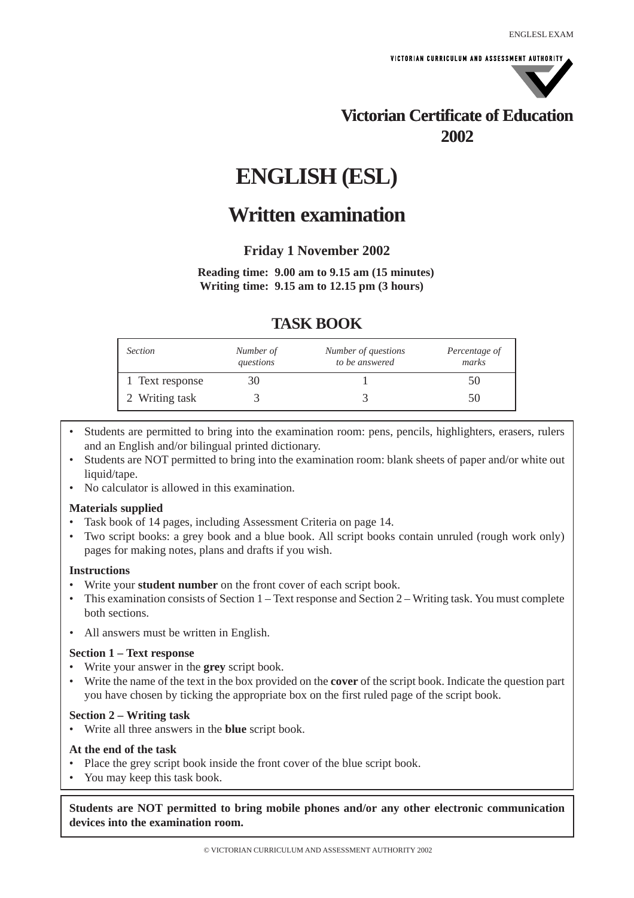VICTORIAN CURRICULUM AND ASSESSMENT AUTHORITY

**Victorian Certificate of Education 2002**

# ENGLISH (ESL)

## Written examination

**Friday 1 November 2002**

**Reading time: 9.00 am to 9.15 am (15 minutes)**
**Writing time: 9.15 am to 12.15 pm (3 hours)**

## TASK BOOK

| *Section* | *Number of questions* | *Number of questions to be answered* | *Percentage of marks* |
|---|---|---|---|
| 1 Text response | 30 | 1 | 50 |
| 2 Writing task | 3 | 3 | 50 |

- Students are permitted to bring into the examination room: pens, pencils, highlighters, erasers, rulers and an English and/or bilingual printed dictionary.
- Students are NOT permitted to bring into the examination room: blank sheets of paper and/or white out liquid/tape.
- No calculator is allowed in this examination.

**Materials supplied**
- Task book of 14 pages, including Assessment Criteria on page 14.
- Two script books: a grey book and a blue book. All script books contain unruled (rough work only) pages for making notes, plans and drafts if you wish.

**Instructions**
- Write your **student number** on the front cover of each script book.
- This examination consists of Section 1 – Text response and Section 2 – Writing task. You must complete both sections.
- All answers must be written in English.

**Section 1 – Text response**
- Write your answer in the **grey** script book.
- Write the name of the text in the box provided on the **cover** of the script book. Indicate the question part you have chosen by ticking the appropriate box on the first ruled page of the script book.

**Section 2 – Writing task**
- Write all three answers in the **blue** script book.

**At the end of the task**
- Place the grey script book inside the front cover of the blue script book.
- You may keep this task book.

**Students are NOT permitted to bring mobile phones and/or any other electronic communication devices into the examination room.**

© VICTORIAN CURRICULUM AND ASSESSMENT AUTHORITY 2002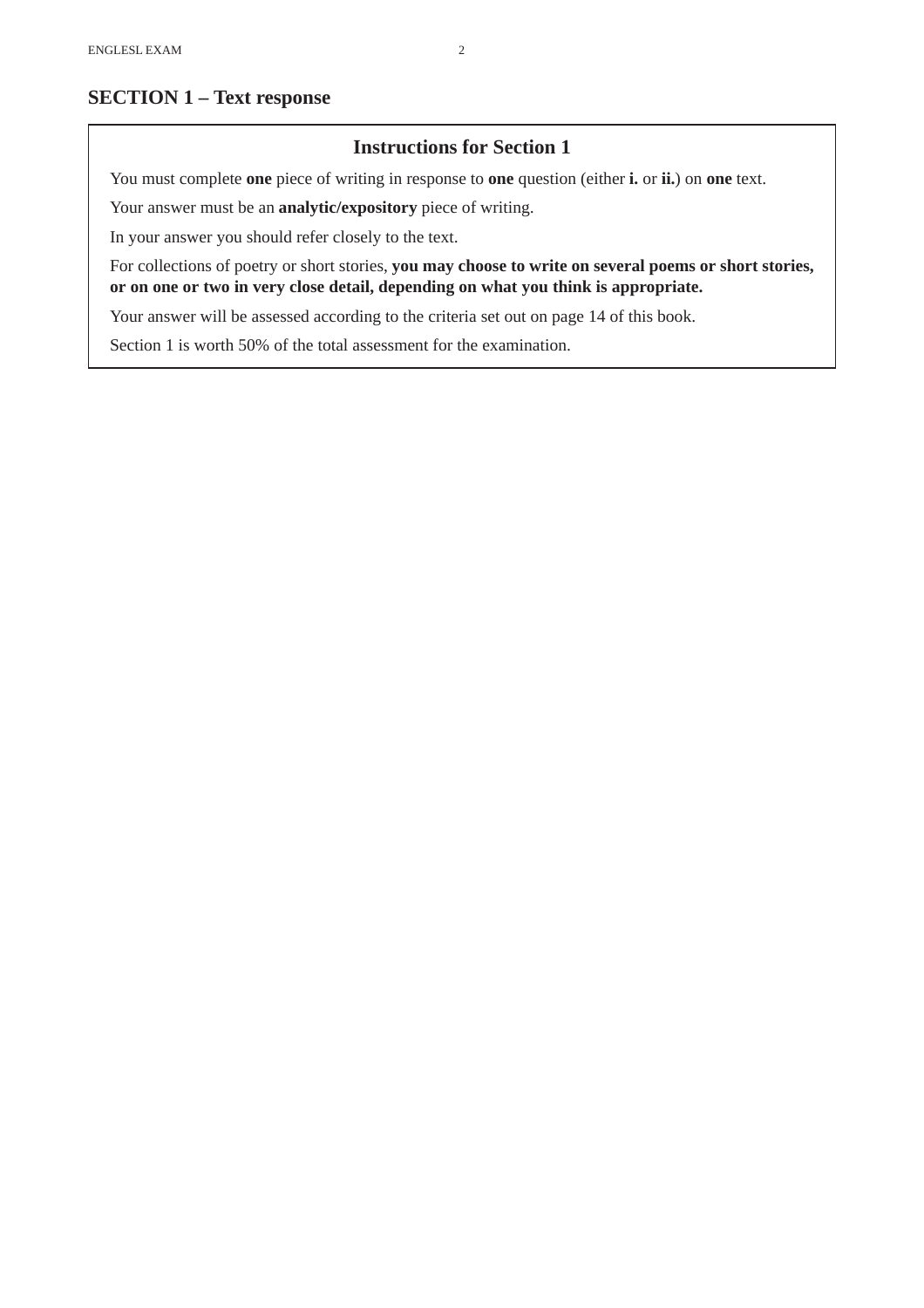## SECTION 1 – Text response

### Instructions for Section 1

You must complete **one** piece of writing in response to **one** question (either **i.** or **ii.**) on **one** text.

Your answer must be an **analytic/expository** piece of writing.

In your answer you should refer closely to the text.

For collections of poetry or short stories, **you may choose to write on several poems or short stories, or on one or two in very close detail, depending on what you think is appropriate.**

Your answer will be assessed according to the criteria set out on page 14 of this book.

Section 1 is worth 50% of the total assessment for the examination.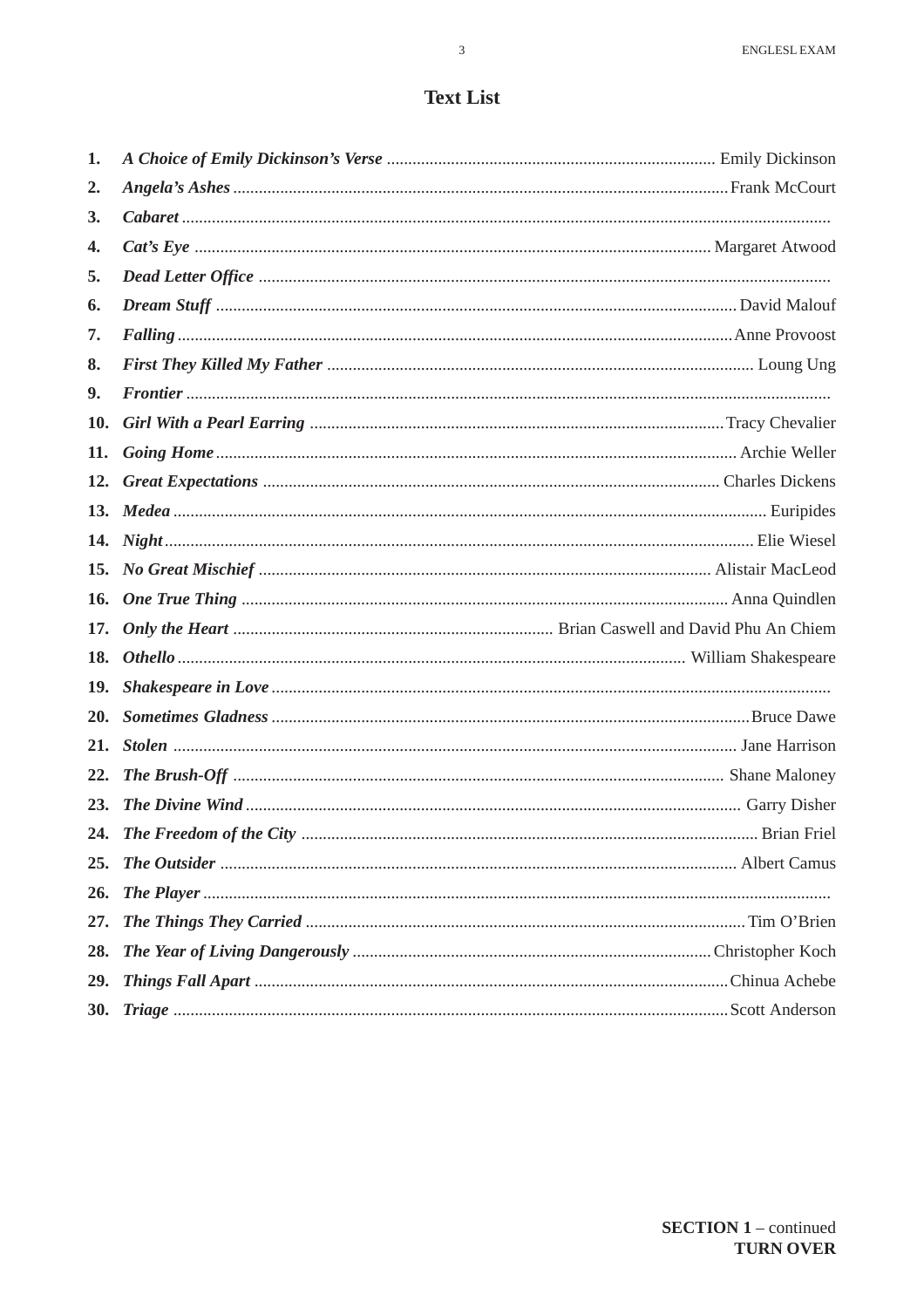# Text List

1. ***A Choice of Emily Dickinson's Verse*** ........ Emily Dickinson
2. ***Angela's Ashes*** ........ Frank McCourt
3. ***Cabaret*** ........
4. ***Cat's Eye*** ........ Margaret Atwood
5. ***Dead Letter Office*** ........
6. ***Dream Stuff*** ........ David Malouf
7. ***Falling*** ........ Anne Provoost
8. ***First They Killed My Father*** ........ Loung Ung
9. ***Frontier*** ........
10. ***Girl With a Pearl Earring*** ........ Tracy Chevalier
11. ***Going Home*** ........ Archie Weller
12. ***Great Expectations*** ........ Charles Dickens
13. ***Medea*** ........ Euripides
14. ***Night*** ........ Elie Wiesel
15. ***No Great Mischief*** ........ Alistair MacLeod
16. ***One True Thing*** ........ Anna Quindlen
17. ***Only the Heart*** ........ Brian Caswell and David Phu An Chiem
18. ***Othello*** ........ William Shakespeare
19. ***Shakespeare in Love*** ........
20. ***Sometimes Gladness*** ........ Bruce Dawe
21. ***Stolen*** ........ Jane Harrison
22. ***The Brush-Off*** ........ Shane Maloney
23. ***The Divine Wind*** ........ Garry Disher
24. ***The Freedom of the City*** ........ Brian Friel
25. ***The Outsider*** ........ Albert Camus
26. ***The Player*** ........
27. ***The Things They Carried*** ........ Tim O'Brien
28. ***The Year of Living Dangerously*** ........ Christopher Koch
29. ***Things Fall Apart*** ........ Chinua Achebe
30. ***Triage*** ........ Scott Anderson

**SECTION 1** – continued
**TURN OVER**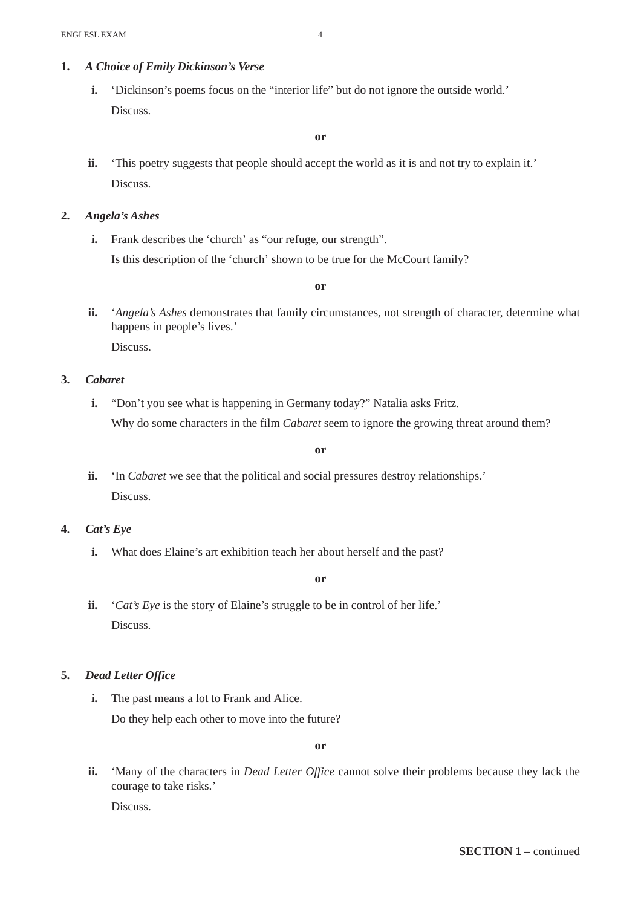**1.** ***A Choice of Emily Dickinson's Verse***

**i.** 'Dickinson's poems focus on the "interior life" but do not ignore the outside world.'
Discuss.

**or**

**ii.** 'This poetry suggests that people should accept the world as it is and not try to explain it.'
Discuss.

**2.** ***Angela's Ashes***

**i.** Frank describes the 'church' as "our refuge, our strength".
Is this description of the 'church' shown to be true for the McCourt family?

**or**

**ii.** '*Angela's Ashes* demonstrates that family circumstances, not strength of character, determine what happens in people's lives.'
Discuss.

**3.** ***Cabaret***

**i.** "Don't you see what is happening in Germany today?" Natalia asks Fritz.
Why do some characters in the film *Cabaret* seem to ignore the growing threat around them?

**or**

**ii.** 'In *Cabaret* we see that the political and social pressures destroy relationships.'
Discuss.

**4.** ***Cat's Eye***

**i.** What does Elaine's art exhibition teach her about herself and the past?

**or**

**ii.** '*Cat's Eye* is the story of Elaine's struggle to be in control of her life.'
Discuss.

**5.** ***Dead Letter Office***

**i.** The past means a lot to Frank and Alice.
Do they help each other to move into the future?

**or**

**ii.** 'Many of the characters in *Dead Letter Office* cannot solve their problems because they lack the courage to take risks.'
Discuss.

**SECTION 1** – continued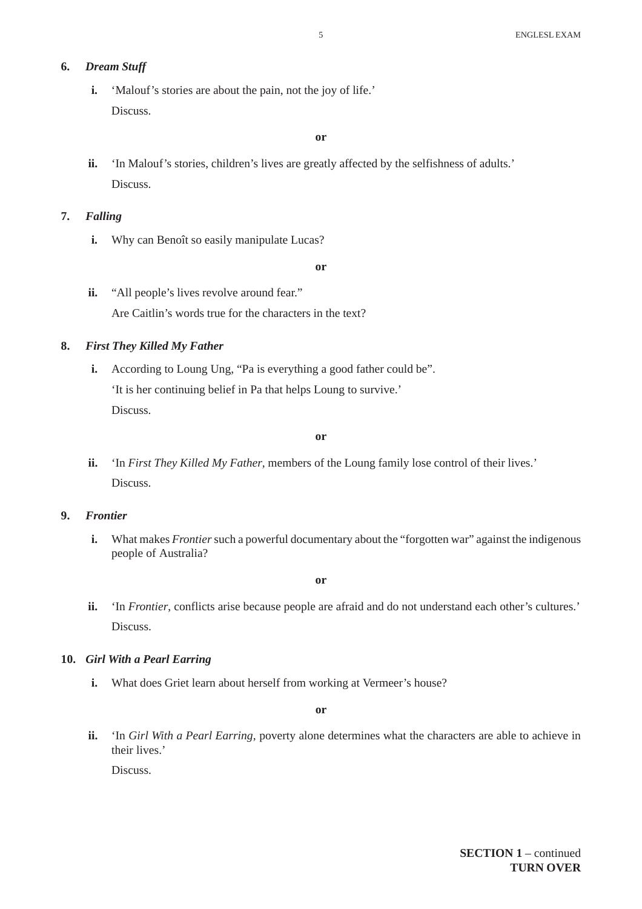**6.** ***Dream Stuff***

**i.** 'Malouf's stories are about the pain, not the joy of life.'

Discuss.

**or**

**ii.** 'In Malouf's stories, children's lives are greatly affected by the selfishness of adults.'

Discuss.

**7.** ***Falling***

**i.** Why can Benoît so easily manipulate Lucas?

**or**

**ii.** "All people's lives revolve around fear."

Are Caitlin's words true for the characters in the text?

**8.** ***First They Killed My Father***

**i.** According to Loung Ung, "Pa is everything a good father could be".

'It is her continuing belief in Pa that helps Loung to survive.'

Discuss.

**or**

**ii.** 'In *First They Killed My Father*, members of the Loung family lose control of their lives.'

Discuss.

**9.** ***Frontier***

**i.** What makes *Frontier* such a powerful documentary about the "forgotten war" against the indigenous people of Australia?

**or**

**ii.** 'In *Frontier*, conflicts arise because people are afraid and do not understand each other's cultures.'

Discuss.

**10.** ***Girl With a Pearl Earring***

**i.** What does Griet learn about herself from working at Vermeer's house?

**or**

**ii.** 'In *Girl With a Pearl Earring*, poverty alone determines what the characters are able to achieve in their lives.'

Discuss.

**SECTION 1** – continued
**TURN OVER**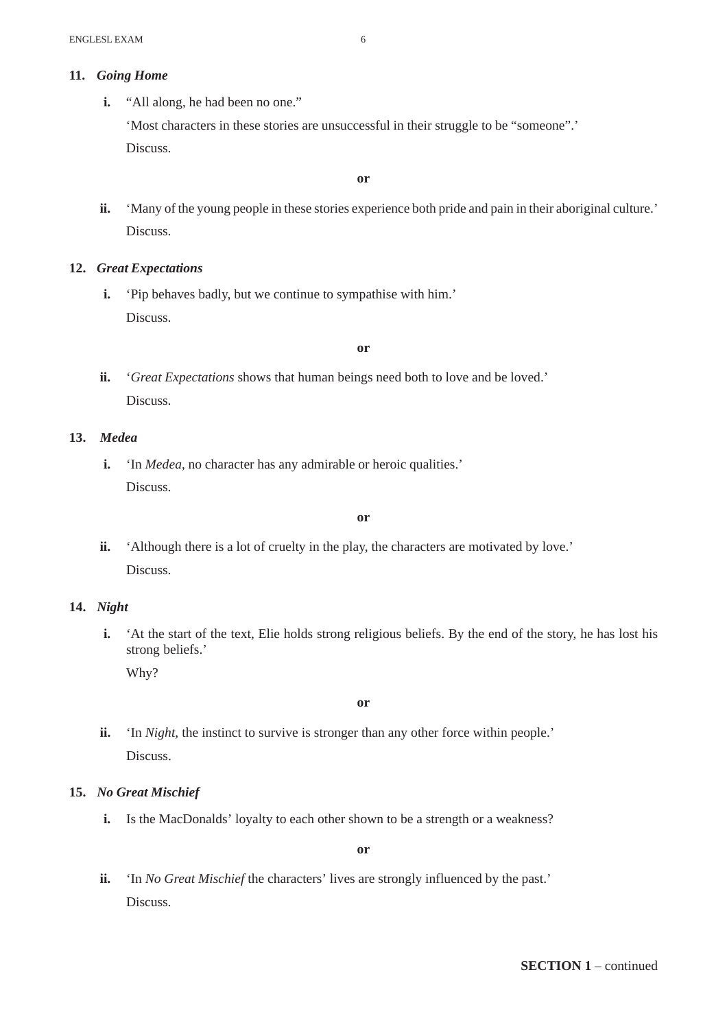**11.** ***Going Home***

**i.** "All along, he had been no one."

'Most characters in these stories are unsuccessful in their struggle to be "someone".'

Discuss.

**or**

**ii.** 'Many of the young people in these stories experience both pride and pain in their aboriginal culture.'

Discuss.

**12.** ***Great Expectations***

**i.** 'Pip behaves badly, but we continue to sympathise with him.'

Discuss.

**or**

**ii.** '*Great Expectations* shows that human beings need both to love and be loved.'

Discuss.

**13.** ***Medea***

**i.** 'In *Medea*, no character has any admirable or heroic qualities.'

Discuss.

**or**

**ii.** 'Although there is a lot of cruelty in the play, the characters are motivated by love.'

Discuss.

**14.** ***Night***

**i.** 'At the start of the text, Elie holds strong religious beliefs. By the end of the story, he has lost his strong beliefs.'

Why?

**or**

**ii.** 'In *Night*, the instinct to survive is stronger than any other force within people.'

Discuss.

**15.** ***No Great Mischief***

**i.** Is the MacDonalds' loyalty to each other shown to be a strength or a weakness?

**or**

**ii.** 'In *No Great Mischief* the characters' lives are strongly influenced by the past.'

Discuss.

**SECTION 1** – continued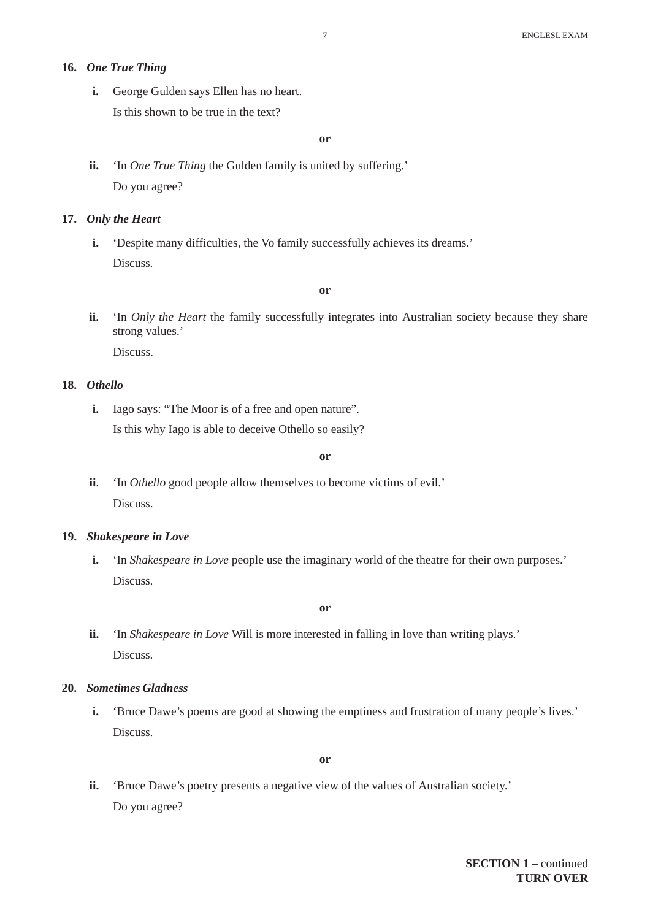**16.** ***One True Thing***

**i.** George Gulden says Ellen has no heart.

Is this shown to be true in the text?

**or**

**ii.** 'In *One True Thing* the Gulden family is united by suffering.'

Do you agree?

**17.** ***Only the Heart***

**i.** 'Despite many difficulties, the Vo family successfully achieves its dreams.'

Discuss.

**or**

**ii.** 'In *Only the Heart* the family successfully integrates into Australian society because they share strong values.'

Discuss.

**18.** ***Othello***

**i.** Iago says: "The Moor is of a free and open nature".

Is this why Iago is able to deceive Othello so easily?

**or**

**ii**. 'In *Othello* good people allow themselves to become victims of evil.'

Discuss.

**19.** ***Shakespeare in Love***

**i.** 'In *Shakespeare in Love* people use the imaginary world of the theatre for their own purposes.'

Discuss.

**or**

**ii.** 'In *Shakespeare in Love* Will is more interested in falling in love than writing plays.'

Discuss.

**20.** ***Sometimes Gladness***

**i.** 'Bruce Dawe's poems are good at showing the emptiness and frustration of many people's lives.'

Discuss.

**or**

**ii.** 'Bruce Dawe's poetry presents a negative view of the values of Australian society.'

Do you agree?

**SECTION 1** – continued
**TURN OVER**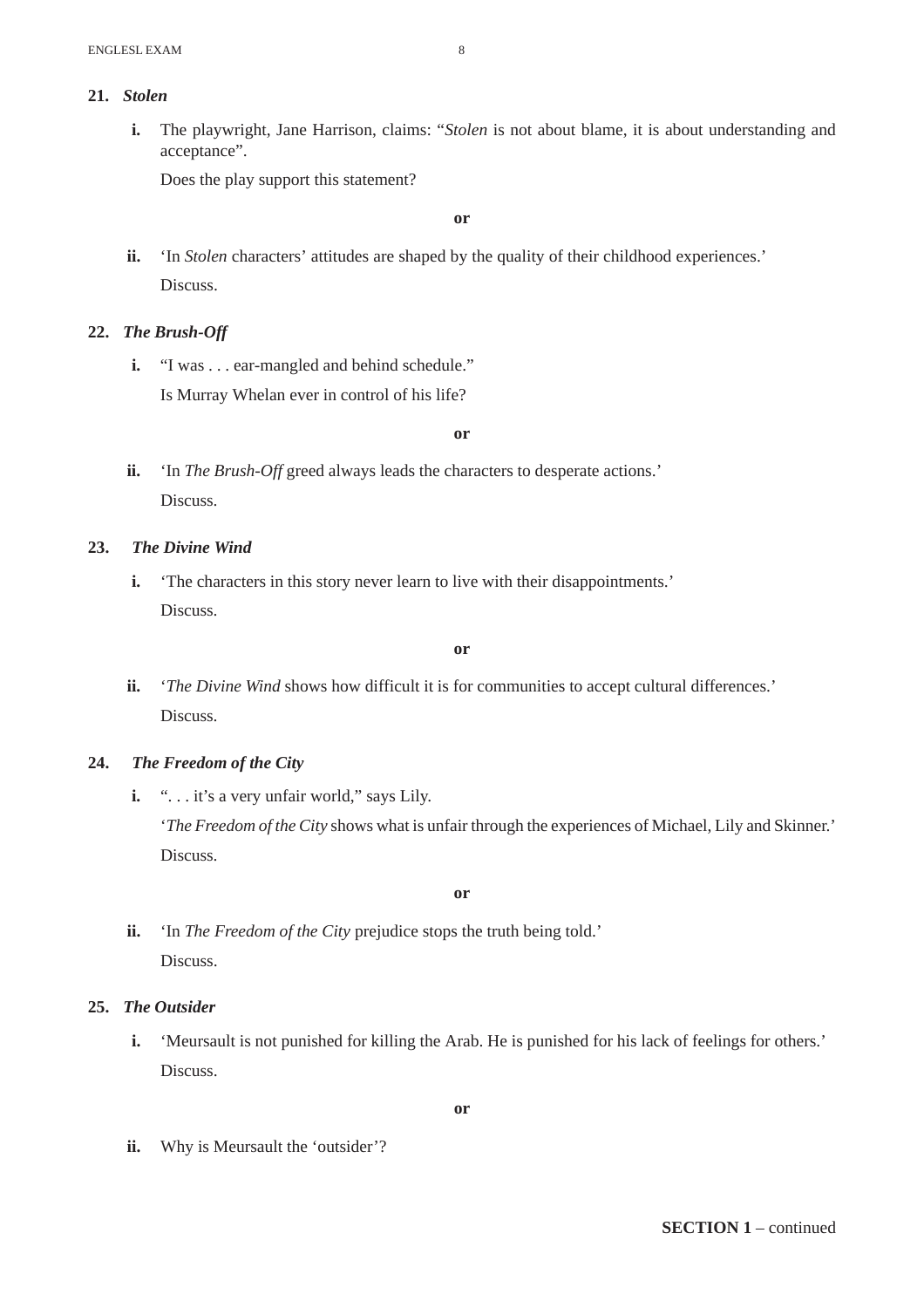**21.** ***Stolen***

**i.** The playwright, Jane Harrison, claims: "*Stolen* is not about blame, it is about understanding and acceptance".

Does the play support this statement?

**or**

**ii.** 'In *Stolen* characters' attitudes are shaped by the quality of their childhood experiences.'

Discuss.

**22.** ***The Brush-Off***

**i.** "I was . . . ear-mangled and behind schedule."

Is Murray Whelan ever in control of his life?

**or**

**ii.** 'In *The Brush-Off* greed always leads the characters to desperate actions.'

Discuss.

**23.** ***The Divine Wind***

**i.** 'The characters in this story never learn to live with their disappointments.'

Discuss.

**or**

**ii.** '*The Divine Wind* shows how difficult it is for communities to accept cultural differences.'

Discuss.

**24.** ***The Freedom of the City***

**i.** ". . . it's a very unfair world," says Lily.

'*The Freedom of the City* shows what is unfair through the experiences of Michael, Lily and Skinner.'

Discuss.

**or**

**ii.** 'In *The Freedom of the City* prejudice stops the truth being told.'

Discuss.

**25.** ***The Outsider***

**i.** 'Meursault is not punished for killing the Arab. He is punished for his lack of feelings for others.'

Discuss.

**or**

**ii.** Why is Meursault the 'outsider'?

**SECTION 1** – continued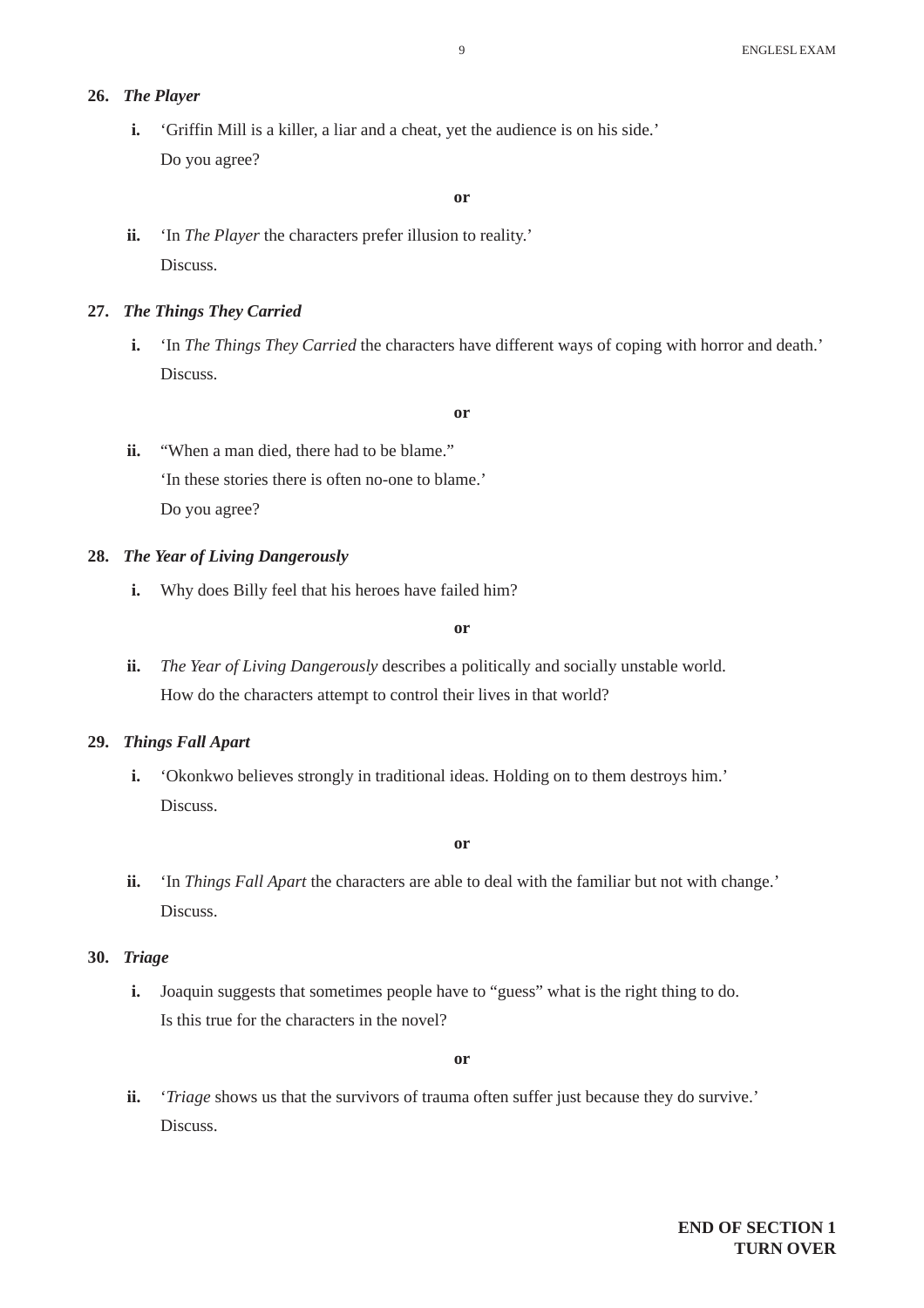**26.** ***The Player***

**i.** 'Griffin Mill is a killer, a liar and a cheat, yet the audience is on his side.'
Do you agree?

**or**

**ii.** 'In *The Player* the characters prefer illusion to reality.'
Discuss.

**27.** ***The Things They Carried***

**i.** 'In *The Things They Carried* the characters have different ways of coping with horror and death.'
Discuss.

**or**

**ii.** "When a man died, there had to be blame."
'In these stories there is often no-one to blame.'
Do you agree?

**28.** ***The Year of Living Dangerously***

**i.** Why does Billy feel that his heroes have failed him?

**or**

**ii.** *The Year of Living Dangerously* describes a politically and socially unstable world.
How do the characters attempt to control their lives in that world?

**29.** ***Things Fall Apart***

**i.** 'Okonkwo believes strongly in traditional ideas. Holding on to them destroys him.'
Discuss.

**or**

**ii.** 'In *Things Fall Apart* the characters are able to deal with the familiar but not with change.'
Discuss.

**30.** ***Triage***

**i.** Joaquin suggests that sometimes people have to "guess" what is the right thing to do.
Is this true for the characters in the novel?

**or**

**ii.** '*Triage* shows us that the survivors of trauma often suffer just because they do survive.'
Discuss.

**END OF SECTION 1**
**TURN OVER**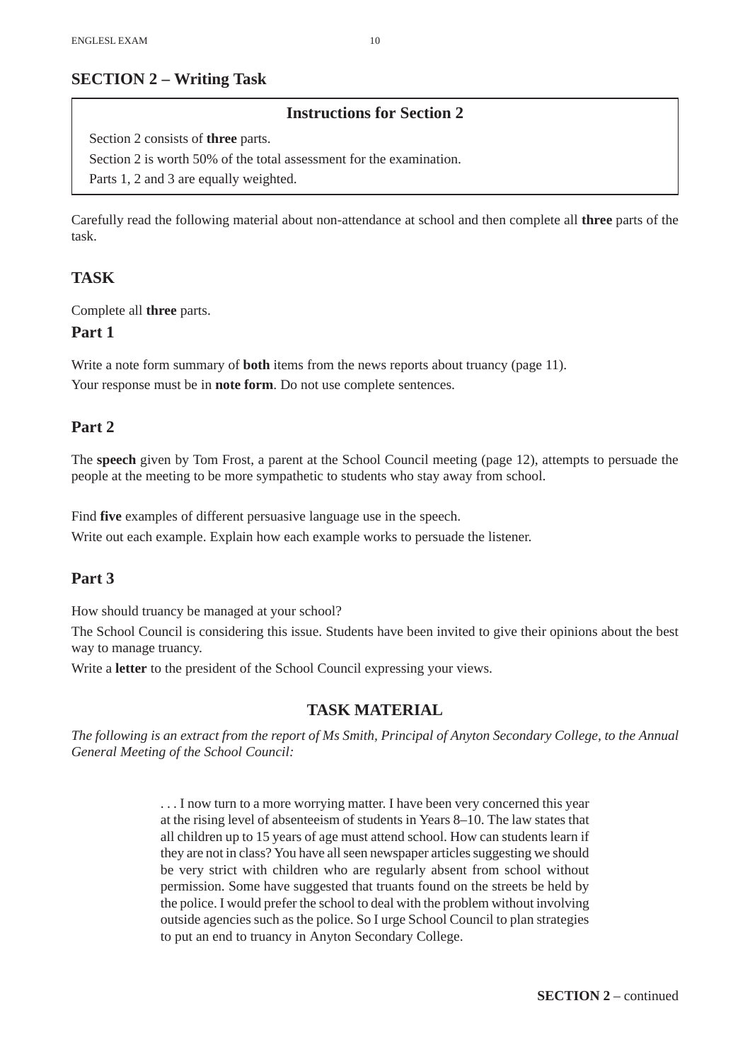## SECTION 2 – Writing Task

**Instructions for Section 2**

Section 2 consists of **three** parts.

Section 2 is worth 50% of the total assessment for the examination.

Parts 1, 2 and 3 are equally weighted.

Carefully read the following material about non-attendance at school and then complete all **three** parts of the task.

## TASK

Complete all **three** parts.

### Part 1

Write a note form summary of **both** items from the news reports about truancy (page 11).

Your response must be in **note form**. Do not use complete sentences.

### Part 2

The **speech** given by Tom Frost, a parent at the School Council meeting (page 12), attempts to persuade the people at the meeting to be more sympathetic to students who stay away from school.

Find **five** examples of different persuasive language use in the speech.

Write out each example. Explain how each example works to persuade the listener.

### Part 3

How should truancy be managed at your school?

The School Council is considering this issue. Students have been invited to give their opinions about the best way to manage truancy.

Write a **letter** to the president of the School Council expressing your views.

## TASK MATERIAL

*The following is an extract from the report of Ms Smith, Principal of Anyton Secondary College, to the Annual General Meeting of the School Council:*

> . . . I now turn to a more worrying matter. I have been very concerned this year at the rising level of absenteeism of students in Years 8–10. The law states that all children up to 15 years of age must attend school. How can students learn if they are not in class? You have all seen newspaper articles suggesting we should be very strict with children who are regularly absent from school without permission. Some have suggested that truants found on the streets be held by the police. I would prefer the school to deal with the problem without involving outside agencies such as the police. So I urge School Council to plan strategies to put an end to truancy in Anyton Secondary College.

**SECTION 2** – continued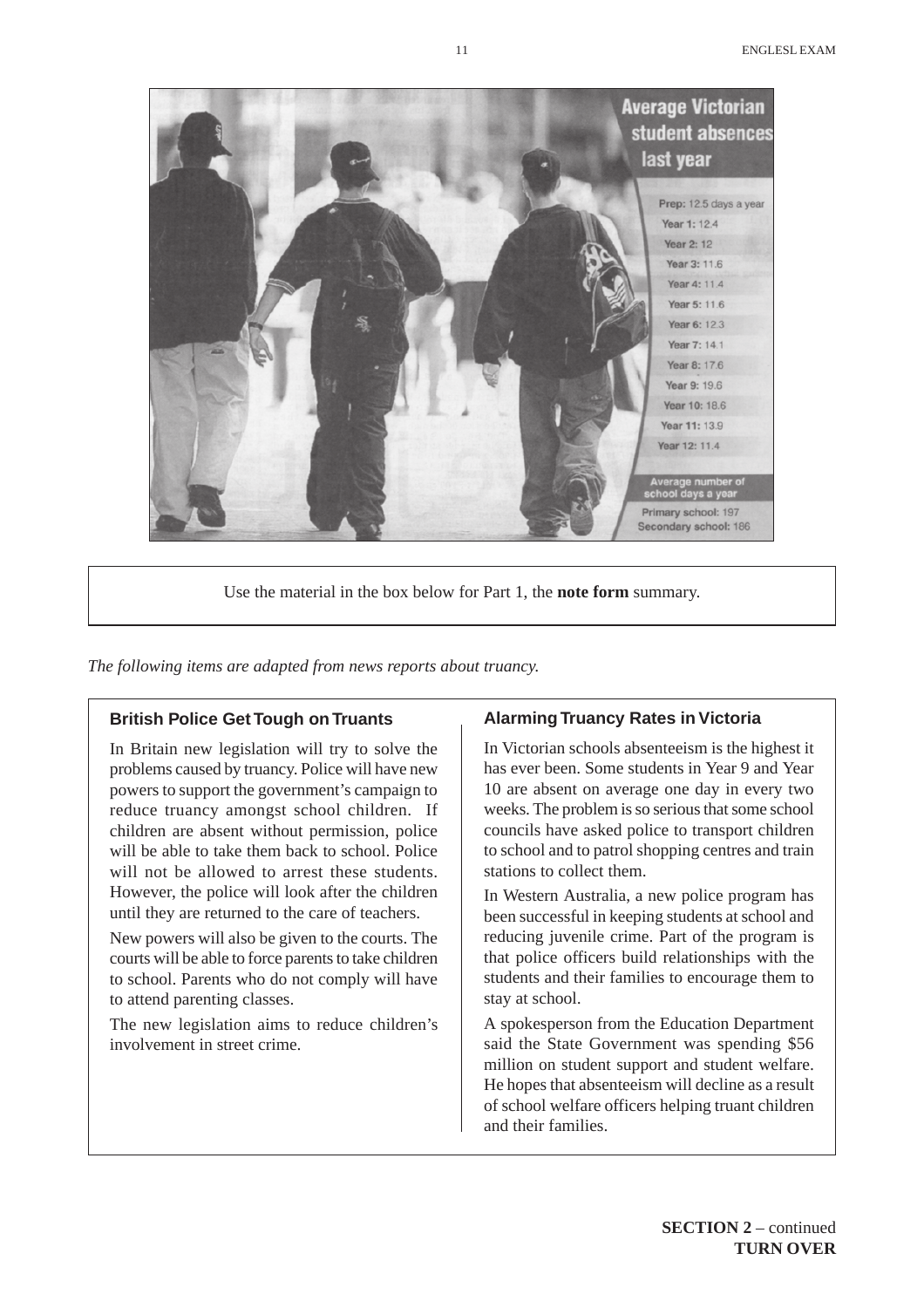**Average Victorian student absences last year**

- Prep: 12.5 days a year
- Year 1: 12.4
- Year 2: 12
- Year 3: 11.6
- Year 4: 11.4
- Year 5: 11.6
- Year 6: 12.3
- Year 7: 14.1
- Year 8: 17.6
- Year 9: 19.6
- Year 10: 18.6
- Year 11: 13.9
- Year 12: 11.4

Average number of school days a year

- Primary school: 197
- Secondary school: 186

Use the material in the box below for Part 1, the **note form** summary.

*The following items are adapted from news reports about truancy.*

### British Police Get Tough on Truants

In Britain new legislation will try to solve the problems caused by truancy. Police will have new powers to support the government's campaign to reduce truancy amongst school children. If children are absent without permission, police will be able to take them back to school. Police will not be allowed to arrest these students. However, the police will look after the children until they are returned to the care of teachers.

New powers will also be given to the courts. The courts will be able to force parents to take children to school. Parents who do not comply will have to attend parenting classes.

The new legislation aims to reduce children's involvement in street crime.

### Alarming Truancy Rates in Victoria

In Victorian schools absenteeism is the highest it has ever been. Some students in Year 9 and Year 10 are absent on average one day in every two weeks. The problem is so serious that some school councils have asked police to transport children to school and to patrol shopping centres and train stations to collect them.

In Western Australia, a new police program has been successful in keeping students at school and reducing juvenile crime. Part of the program is that police officers build relationships with the students and their families to encourage them to stay at school.

A spokesperson from the Education Department said the State Government was spending $56 million on student support and student welfare. He hopes that absenteeism will decline as a result of school welfare officers helping truant children and their families.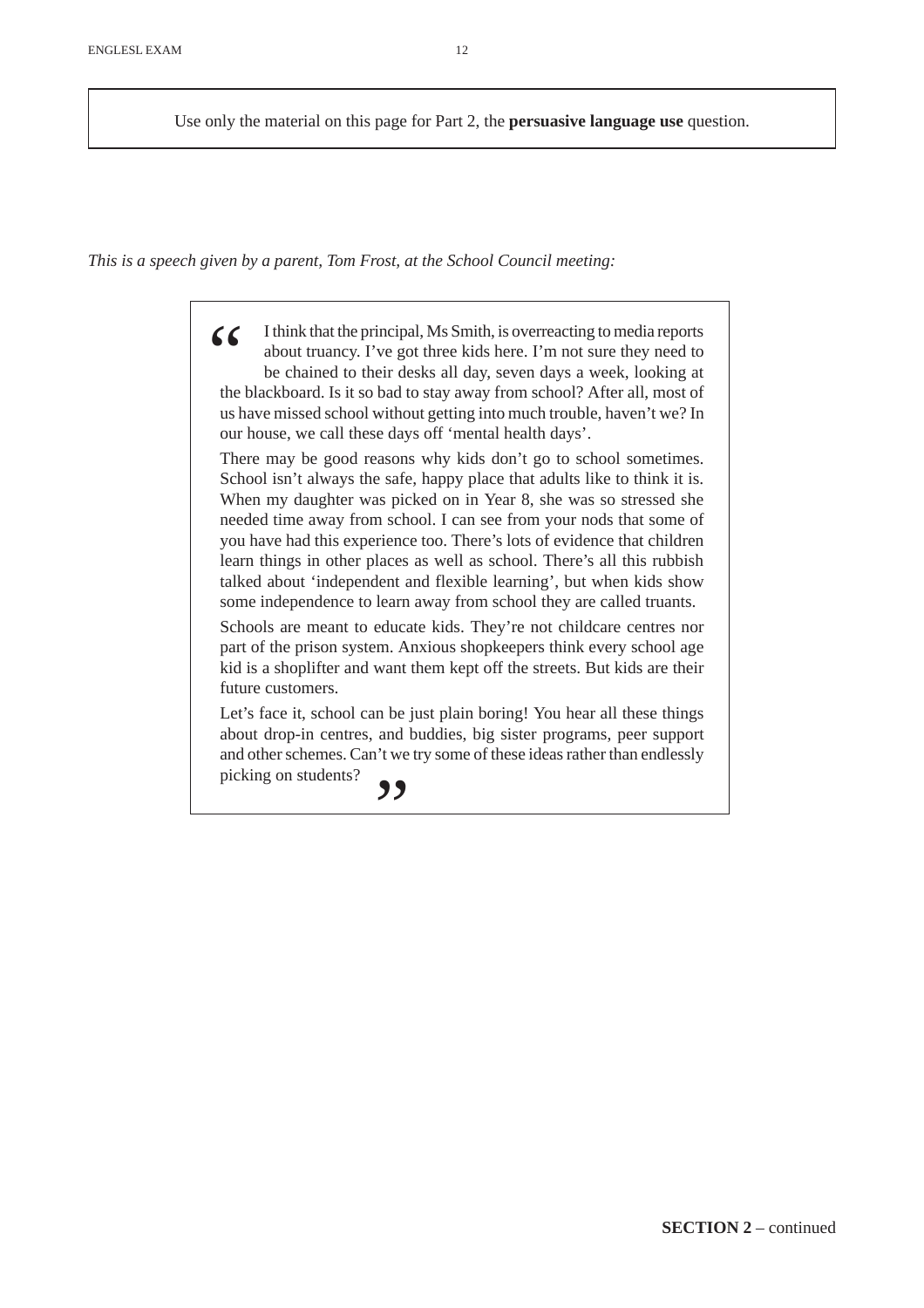Use only the material on this page for Part 2, the **persuasive language use** question.

*This is a speech given by a parent, Tom Frost, at the School Council meeting:*

> "I think that the principal, Ms Smith, is overreacting to media reports about truancy. I've got three kids here. I'm not sure they need to be chained to their desks all day, seven days a week, looking at the blackboard. Is it so bad to stay away from school? After all, most of us have missed school without getting into much trouble, haven't we? In our house, we call these days off 'mental health days'.
>
> There may be good reasons why kids don't go to school sometimes. School isn't always the safe, happy place that adults like to think it is. When my daughter was picked on in Year 8, she was so stressed she needed time away from school. I can see from your nods that some of you have had this experience too. There's lots of evidence that children learn things in other places as well as school. There's all this rubbish talked about 'independent and flexible learning', but when kids show some independence to learn away from school they are called truants.
>
> Schools are meant to educate kids. They're not childcare centres nor part of the prison system. Anxious shopkeepers think every school age kid is a shoplifter and want them kept off the streets. But kids are their future customers.
>
> Let's face it, school can be just plain boring! You hear all these things about drop-in centres, and buddies, big sister programs, peer support and other schemes. Can't we try some of these ideas rather than endlessly picking on students?"

**SECTION 2** – continued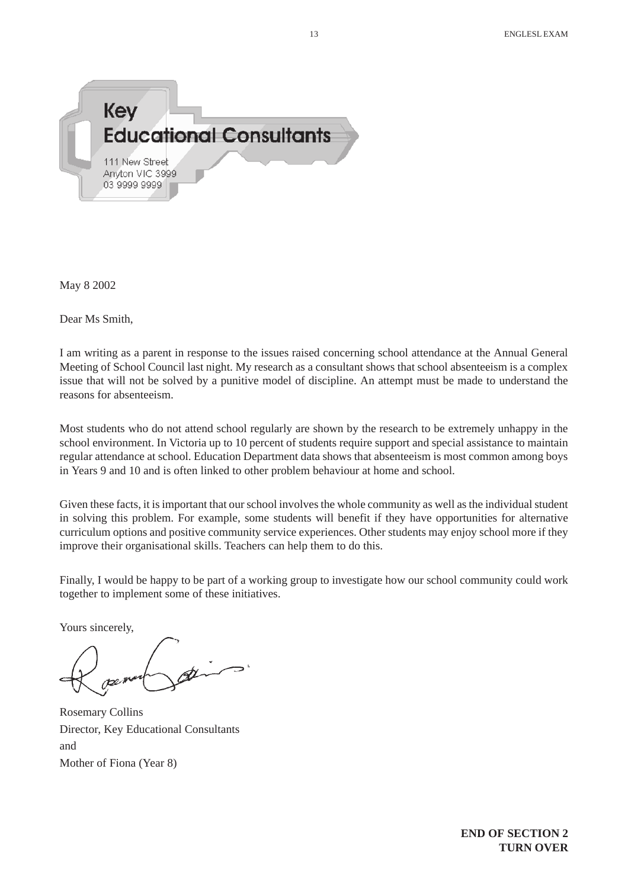**Key**
**Educational Consultants**

111 New Street
Anyton VIC 3999
03 9999 9999

May 8 2002

Dear Ms Smith,

I am writing as a parent in response to the issues raised concerning school attendance at the Annual General Meeting of School Council last night. My research as a consultant shows that school absenteeism is a complex issue that will not be solved by a punitive model of discipline. An attempt must be made to understand the reasons for absenteeism.

Most students who do not attend school regularly are shown by the research to be extremely unhappy in the school environment. In Victoria up to 10 percent of students require support and special assistance to maintain regular attendance at school. Education Department data shows that absenteeism is most common among boys in Years 9 and 10 and is often linked to other problem behaviour at home and school.

Given these facts, it is important that our school involves the whole community as well as the individual student in solving this problem. For example, some students will benefit if they have opportunities for alternative curriculum options and positive community service experiences. Other students may enjoy school more if they improve their organisational skills. Teachers can help them to do this.

Finally, I would be happy to be part of a working group to investigate how our school community could work together to implement some of these initiatives.

Yours sincerely,

Rosemary Collins
Director, Key Educational Consultants
and
Mother of Fiona (Year 8)

**END OF SECTION 2**
**TURN OVER**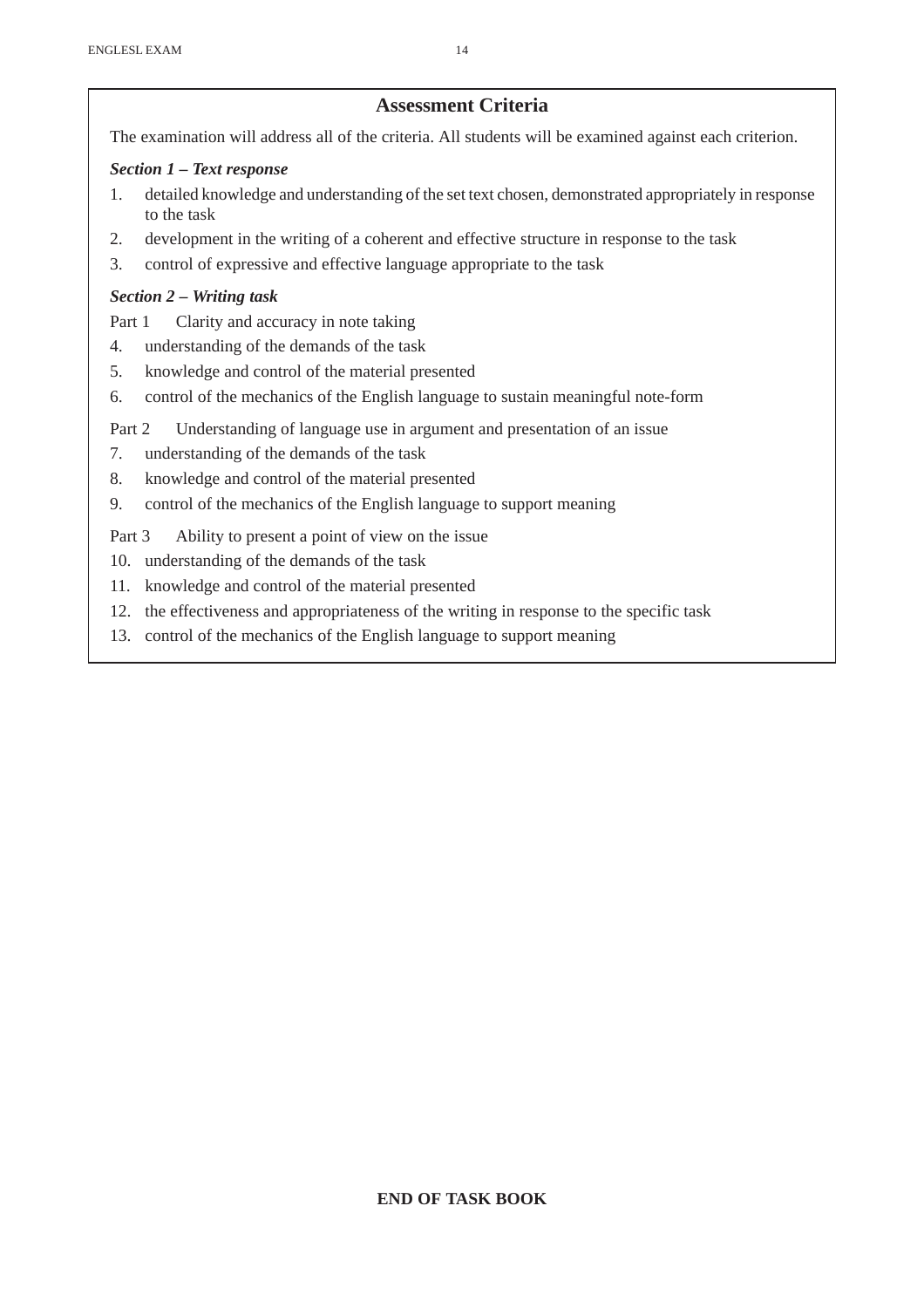## Assessment Criteria

The examination will address all of the criteria. All students will be examined against each criterion.

***Section 1 – Text response***

1. detailed knowledge and understanding of the set text chosen, demonstrated appropriately in response to the task
2. development in the writing of a coherent and effective structure in response to the task
3. control of expressive and effective language appropriate to the task

***Section 2 – Writing task***

Part 1 Clarity and accuracy in note taking

4. understanding of the demands of the task
5. knowledge and control of the material presented
6. control of the mechanics of the English language to sustain meaningful note-form

Part 2 Understanding of language use in argument and presentation of an issue

7. understanding of the demands of the task
8. knowledge and control of the material presented
9. control of the mechanics of the English language to support meaning

Part 3 Ability to present a point of view on the issue

10. understanding of the demands of the task
11. knowledge and control of the material presented
12. the effectiveness and appropriateness of the writing in response to the specific task
13. control of the mechanics of the English language to support meaning

**END OF TASK BOOK**